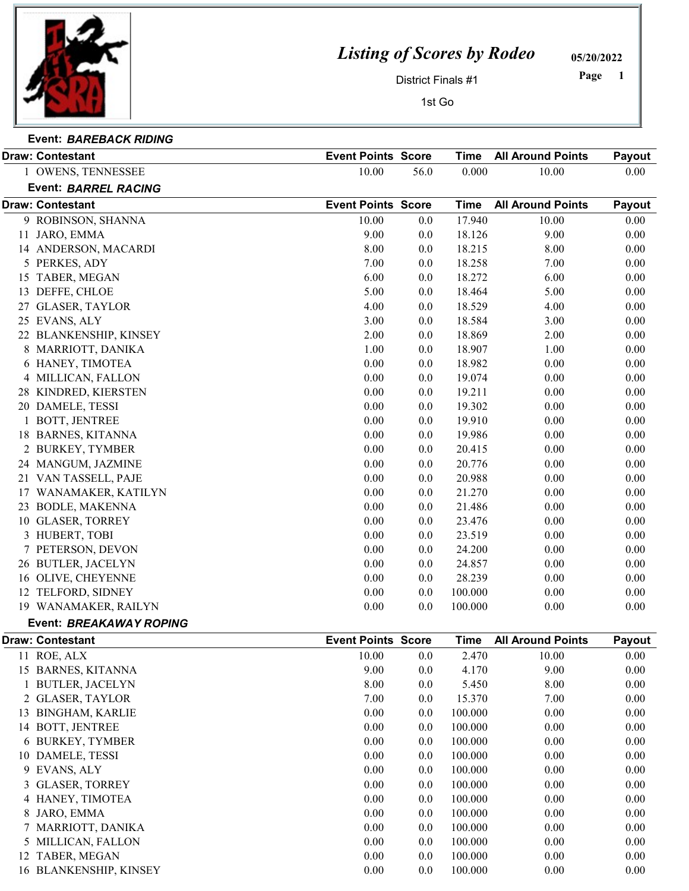# Listing of Scores by Rodeo

District Finals #1

1st Go

05/20/2022

## Event: *BAREBACK RIDING*

| Draw: | Contestant | Event Points | Score | Time | All Around Points | Payout |
|---|---|---|---|---|---|---|
| 1 | OWENS, TENNESSEE | 10.00 | 56.0 | 0.000 | 10.00 | 0.00 |

## Event: *BARREL RACING*

| Draw: | Contestant | Event Points | Score | Time | All Around Points | Payout |
|---|---|---|---|---|---|---|
| 9 | ROBINSON, SHANNA | 10.00 | 0.0 | 17.940 | 10.00 | 0.00 |
| 11 | JARO, EMMA | 9.00 | 0.0 | 18.126 | 9.00 | 0.00 |
| 14 | ANDERSON, MACARDI | 8.00 | 0.0 | 18.215 | 8.00 | 0.00 |
| 5 | PERKES, ADY | 7.00 | 0.0 | 18.258 | 7.00 | 0.00 |
| 15 | TABER, MEGAN | 6.00 | 0.0 | 18.272 | 6.00 | 0.00 |
| 13 | DEFFE, CHLOE | 5.00 | 0.0 | 18.464 | 5.00 | 0.00 |
| 27 | GLASER, TAYLOR | 4.00 | 0.0 | 18.529 | 4.00 | 0.00 |
| 25 | EVANS, ALY | 3.00 | 0.0 | 18.584 | 3.00 | 0.00 |
| 22 | BLANKENSHIP, KINSEY | 2.00 | 0.0 | 18.869 | 2.00 | 0.00 |
| 8 | MARRIOTT, DANIKA | 1.00 | 0.0 | 18.907 | 1.00 | 0.00 |
| 6 | HANEY, TIMOTEA | 0.00 | 0.0 | 18.982 | 0.00 | 0.00 |
| 4 | MILLICAN, FALLON | 0.00 | 0.0 | 19.074 | 0.00 | 0.00 |
| 28 | KINDRED, KIERSTEN | 0.00 | 0.0 | 19.211 | 0.00 | 0.00 |
| 20 | DAMELE, TESSI | 0.00 | 0.0 | 19.302 | 0.00 | 0.00 |
| 1 | BOTT, JENTREE | 0.00 | 0.0 | 19.910 | 0.00 | 0.00 |
| 18 | BARNES, KITANNA | 0.00 | 0.0 | 19.986 | 0.00 | 0.00 |
| 2 | BURKEY, TYMBER | 0.00 | 0.0 | 20.415 | 0.00 | 0.00 |
| 24 | MANGUM, JAZMINE | 0.00 | 0.0 | 20.776 | 0.00 | 0.00 |
| 21 | VAN TASSELL, PAJE | 0.00 | 0.0 | 20.988 | 0.00 | 0.00 |
| 17 | WANAMAKER, KATILYN | 0.00 | 0.0 | 21.270 | 0.00 | 0.00 |
| 23 | BODLE, MAKENNA | 0.00 | 0.0 | 21.486 | 0.00 | 0.00 |
| 10 | GLASER, TORREY | 0.00 | 0.0 | 23.476 | 0.00 | 0.00 |
| 3 | HUBERT, TOBI | 0.00 | 0.0 | 23.519 | 0.00 | 0.00 |
| 7 | PETERSON, DEVON | 0.00 | 0.0 | 24.200 | 0.00 | 0.00 |
| 26 | BUTLER, JACELYN | 0.00 | 0.0 | 24.857 | 0.00 | 0.00 |
| 16 | OLIVE, CHEYENNE | 0.00 | 0.0 | 28.239 | 0.00 | 0.00 |
| 12 | TELFORD, SIDNEY | 0.00 | 0.0 | 100.000 | 0.00 | 0.00 |
| 19 | WANAMAKER, RAILYN | 0.00 | 0.0 | 100.000 | 0.00 | 0.00 |

## Event: *BREAKAWAY ROPING*

| Draw: | Contestant | Event Points | Score | Time | All Around Points | Payout |
|---|---|---|---|---|---|---|
| 11 | ROE, ALX | 10.00 | 0.0 | 2.470 | 10.00 | 0.00 |
| 15 | BARNES, KITANNA | 9.00 | 0.0 | 4.170 | 9.00 | 0.00 |
| 1 | BUTLER, JACELYN | 8.00 | 0.0 | 5.450 | 8.00 | 0.00 |
| 2 | GLASER, TAYLOR | 7.00 | 0.0 | 15.370 | 7.00 | 0.00 |
| 13 | BINGHAM, KARLIE | 0.00 | 0.0 | 100.000 | 0.00 | 0.00 |
| 14 | BOTT, JENTREE | 0.00 | 0.0 | 100.000 | 0.00 | 0.00 |
| 6 | BURKEY, TYMBER | 0.00 | 0.0 | 100.000 | 0.00 | 0.00 |
| 10 | DAMELE, TESSI | 0.00 | 0.0 | 100.000 | 0.00 | 0.00 |
| 9 | EVANS, ALY | 0.00 | 0.0 | 100.000 | 0.00 | 0.00 |
| 3 | GLASER, TORREY | 0.00 | 0.0 | 100.000 | 0.00 | 0.00 |
| 4 | HANEY, TIMOTEA | 0.00 | 0.0 | 100.000 | 0.00 | 0.00 |
| 8 | JARO, EMMA | 0.00 | 0.0 | 100.000 | 0.00 | 0.00 |
| 7 | MARRIOTT, DANIKA | 0.00 | 0.0 | 100.000 | 0.00 | 0.00 |
| 5 | MILLICAN, FALLON | 0.00 | 0.0 | 100.000 | 0.00 | 0.00 |
| 12 | TABER, MEGAN | 0.00 | 0.0 | 100.000 | 0.00 | 0.00 |
| 16 | BLANKENSHIP, KINSEY | 0.00 | 0.0 | 100.000 | 0.00 | 0.00 |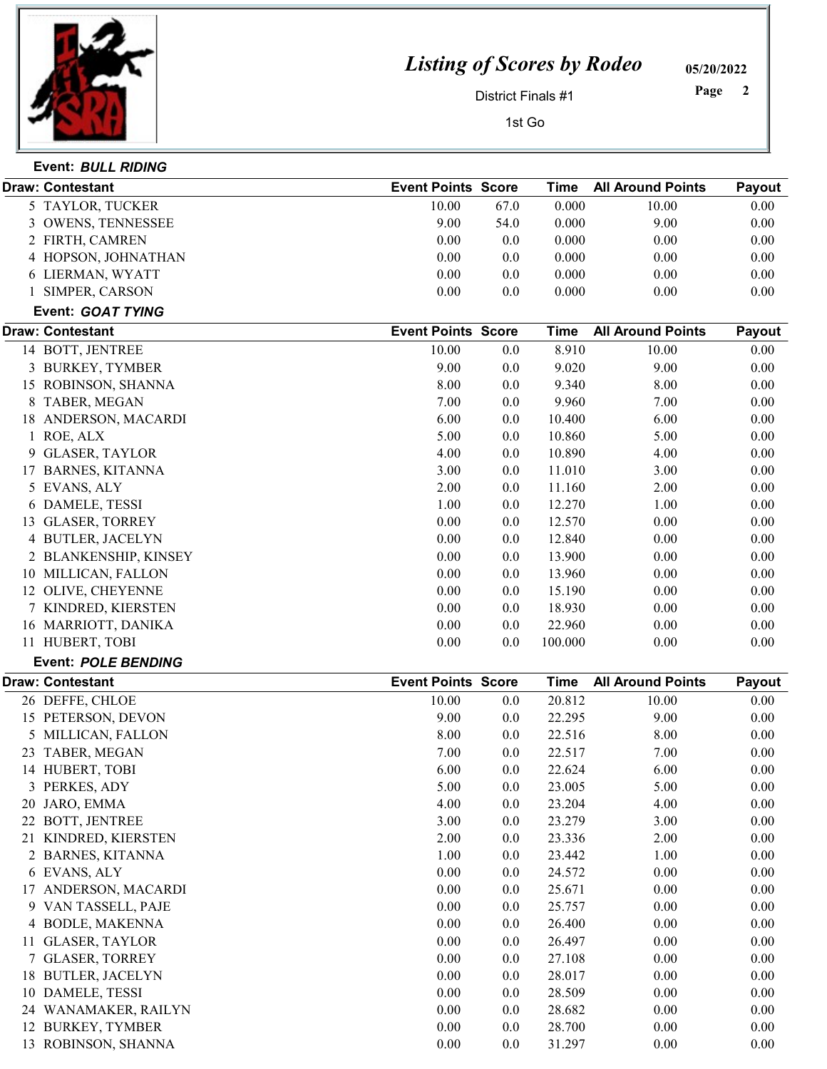# Listing of Scores by Rodeo

District Finals #1

1st Go

05/20/2022

### Event: *BULL RIDING*

| Draw: Contestant | Event Points | Score | Time | All Around Points | Payout |
|---|---|---|---|---|---|
| 5 TAYLOR, TUCKER | 10.00 | 67.0 | 0.000 | 10.00 | 0.00 |
| 3 OWENS, TENNESSEE | 9.00 | 54.0 | 0.000 | 9.00 | 0.00 |
| 2 FIRTH, CAMREN | 0.00 | 0.0 | 0.000 | 0.00 | 0.00 |
| 4 HOPSON, JOHNATHAN | 0.00 | 0.0 | 0.000 | 0.00 | 0.00 |
| 6 LIERMAN, WYATT | 0.00 | 0.0 | 0.000 | 0.00 | 0.00 |
| 1 SIMPER, CARSON | 0.00 | 0.0 | 0.000 | 0.00 | 0.00 |

### Event: *GOAT TYING*

| Draw: Contestant | Event Points | Score | Time | All Around Points | Payout |
|---|---|---|---|---|---|
| 14 BOTT, JENTREE | 10.00 | 0.0 | 8.910 | 10.00 | 0.00 |
| 3 BURKEY, TYMBER | 9.00 | 0.0 | 9.020 | 9.00 | 0.00 |
| 15 ROBINSON, SHANNA | 8.00 | 0.0 | 9.340 | 8.00 | 0.00 |
| 8 TABER, MEGAN | 7.00 | 0.0 | 9.960 | 7.00 | 0.00 |
| 18 ANDERSON, MACARDI | 6.00 | 0.0 | 10.400 | 6.00 | 0.00 |
| 1 ROE, ALX | 5.00 | 0.0 | 10.860 | 5.00 | 0.00 |
| 9 GLASER, TAYLOR | 4.00 | 0.0 | 10.890 | 4.00 | 0.00 |
| 17 BARNES, KITANNA | 3.00 | 0.0 | 11.010 | 3.00 | 0.00 |
| 5 EVANS, ALY | 2.00 | 0.0 | 11.160 | 2.00 | 0.00 |
| 6 DAMELE, TESSI | 1.00 | 0.0 | 12.270 | 1.00 | 0.00 |
| 13 GLASER, TORREY | 0.00 | 0.0 | 12.570 | 0.00 | 0.00 |
| 4 BUTLER, JACELYN | 0.00 | 0.0 | 12.840 | 0.00 | 0.00 |
| 2 BLANKENSHIP, KINSEY | 0.00 | 0.0 | 13.900 | 0.00 | 0.00 |
| 10 MILLICAN, FALLON | 0.00 | 0.0 | 13.960 | 0.00 | 0.00 |
| 12 OLIVE, CHEYENNE | 0.00 | 0.0 | 15.190 | 0.00 | 0.00 |
| 7 KINDRED, KIERSTEN | 0.00 | 0.0 | 18.930 | 0.00 | 0.00 |
| 16 MARRIOTT, DANIKA | 0.00 | 0.0 | 22.960 | 0.00 | 0.00 |
| 11 HUBERT, TOBI | 0.00 | 0.0 | 100.000 | 0.00 | 0.00 |

### Event: *POLE BENDING*

| Draw: Contestant | Event Points | Score | Time | All Around Points | Payout |
|---|---|---|---|---|---|
| 26 DEFFE, CHLOE | 10.00 | 0.0 | 20.812 | 10.00 | 0.00 |
| 15 PETERSON, DEVON | 9.00 | 0.0 | 22.295 | 9.00 | 0.00 |
| 5 MILLICAN, FALLON | 8.00 | 0.0 | 22.516 | 8.00 | 0.00 |
| 23 TABER, MEGAN | 7.00 | 0.0 | 22.517 | 7.00 | 0.00 |
| 14 HUBERT, TOBI | 6.00 | 0.0 | 22.624 | 6.00 | 0.00 |
| 3 PERKES, ADY | 5.00 | 0.0 | 23.005 | 5.00 | 0.00 |
| 20 JARO, EMMA | 4.00 | 0.0 | 23.204 | 4.00 | 0.00 |
| 22 BOTT, JENTREE | 3.00 | 0.0 | 23.279 | 3.00 | 0.00 |
| 21 KINDRED, KIERSTEN | 2.00 | 0.0 | 23.336 | 2.00 | 0.00 |
| 2 BARNES, KITANNA | 1.00 | 0.0 | 23.442 | 1.00 | 0.00 |
| 6 EVANS, ALY | 0.00 | 0.0 | 24.572 | 0.00 | 0.00 |
| 17 ANDERSON, MACARDI | 0.00 | 0.0 | 25.671 | 0.00 | 0.00 |
| 9 VAN TASSELL, PAJE | 0.00 | 0.0 | 25.757 | 0.00 | 0.00 |
| 4 BODLE, MAKENNA | 0.00 | 0.0 | 26.400 | 0.00 | 0.00 |
| 11 GLASER, TAYLOR | 0.00 | 0.0 | 26.497 | 0.00 | 0.00 |
| 7 GLASER, TORREY | 0.00 | 0.0 | 27.108 | 0.00 | 0.00 |
| 18 BUTLER, JACELYN | 0.00 | 0.0 | 28.017 | 0.00 | 0.00 |
| 10 DAMELE, TESSI | 0.00 | 0.0 | 28.509 | 0.00 | 0.00 |
| 24 WANAMAKER, RAILYN | 0.00 | 0.0 | 28.682 | 0.00 | 0.00 |
| 12 BURKEY, TYMBER | 0.00 | 0.0 | 28.700 | 0.00 | 0.00 |
| 13 ROBINSON, SHANNA | 0.00 | 0.0 | 31.297 | 0.00 | 0.00 |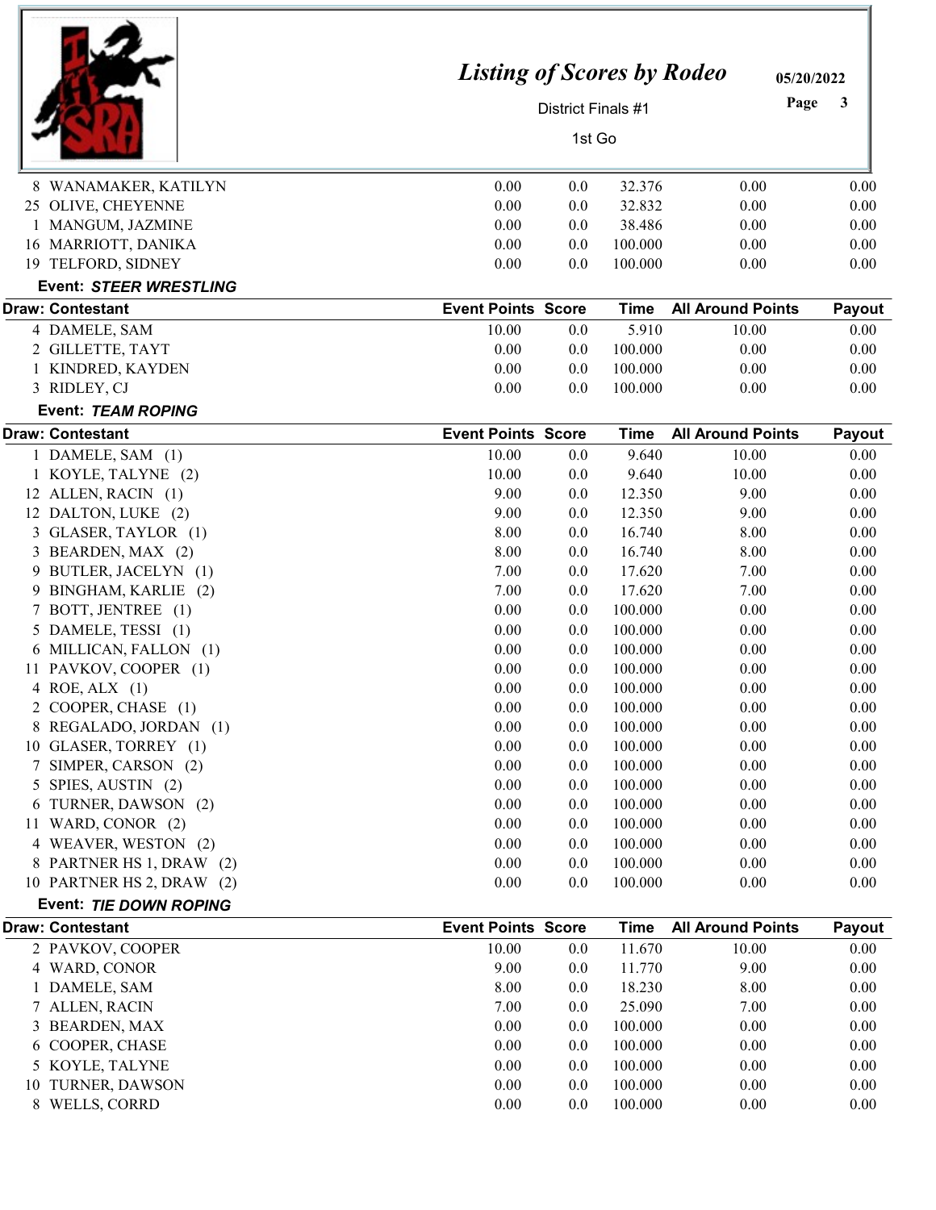## Listing of Scores by Rodeo

05/20/2022

District Finals #1

1st Go

| Draw | Contestant | Event Points | Score | Time | All Around Points | Payout |
|---|---|---|---|---|---|---|
| 8 | WANAMAKER, KATILYN | 0.00 | 0.0 | 32.376 | 0.00 | 0.00 |
| 25 | OLIVE, CHEYENNE | 0.00 | 0.0 | 32.832 | 0.00 | 0.00 |
| 1 | MANGUM, JAZMINE | 0.00 | 0.0 | 38.486 | 0.00 | 0.00 |
| 16 | MARRIOTT, DANIKA | 0.00 | 0.0 | 100.000 | 0.00 | 0.00 |
| 19 | TELFORD, SIDNEY | 0.00 | 0.0 | 100.000 | 0.00 | 0.00 |

**Event:** ***STEER WRESTLING***

| Draw | Contestant | Event Points | Score | Time | All Around Points | Payout |
|---|---|---|---|---|---|---|
| 4 | DAMELE, SAM | 10.00 | 0.0 | 5.910 | 10.00 | 0.00 |
| 2 | GILLETTE, TAYT | 0.00 | 0.0 | 100.000 | 0.00 | 0.00 |
| 1 | KINDRED, KAYDEN | 0.00 | 0.0 | 100.000 | 0.00 | 0.00 |
| 3 | RIDLEY, CJ | 0.00 | 0.0 | 100.000 | 0.00 | 0.00 |

**Event:** ***TEAM ROPING***

| Draw | Contestant | Event Points | Score | Time | All Around Points | Payout |
|---|---|---|---|---|---|---|
| 1 | DAMELE, SAM (1) | 10.00 | 0.0 | 9.640 | 10.00 | 0.00 |
| 1 | KOYLE, TALYNE (2) | 10.00 | 0.0 | 9.640 | 10.00 | 0.00 |
| 12 | ALLEN, RACIN (1) | 9.00 | 0.0 | 12.350 | 9.00 | 0.00 |
| 12 | DALTON, LUKE (2) | 9.00 | 0.0 | 12.350 | 9.00 | 0.00 |
| 3 | GLASER, TAYLOR (1) | 8.00 | 0.0 | 16.740 | 8.00 | 0.00 |
| 3 | BEARDEN, MAX (2) | 8.00 | 0.0 | 16.740 | 8.00 | 0.00 |
| 9 | BUTLER, JACELYN (1) | 7.00 | 0.0 | 17.620 | 7.00 | 0.00 |
| 9 | BINGHAM, KARLIE (2) | 7.00 | 0.0 | 17.620 | 7.00 | 0.00 |
| 7 | BOTT, JENTREE (1) | 0.00 | 0.0 | 100.000 | 0.00 | 0.00 |
| 5 | DAMELE, TESSI (1) | 0.00 | 0.0 | 100.000 | 0.00 | 0.00 |
| 6 | MILLICAN, FALLON (1) | 0.00 | 0.0 | 100.000 | 0.00 | 0.00 |
| 11 | PAVKOV, COOPER (1) | 0.00 | 0.0 | 100.000 | 0.00 | 0.00 |
| 4 | ROE, ALX (1) | 0.00 | 0.0 | 100.000 | 0.00 | 0.00 |
| 2 | COOPER, CHASE (1) | 0.00 | 0.0 | 100.000 | 0.00 | 0.00 |
| 8 | REGALADO, JORDAN (1) | 0.00 | 0.0 | 100.000 | 0.00 | 0.00 |
| 10 | GLASER, TORREY (1) | 0.00 | 0.0 | 100.000 | 0.00 | 0.00 |
| 7 | SIMPER, CARSON (2) | 0.00 | 0.0 | 100.000 | 0.00 | 0.00 |
| 5 | SPIES, AUSTIN (2) | 0.00 | 0.0 | 100.000 | 0.00 | 0.00 |
| 6 | TURNER, DAWSON (2) | 0.00 | 0.0 | 100.000 | 0.00 | 0.00 |
| 11 | WARD, CONOR (2) | 0.00 | 0.0 | 100.000 | 0.00 | 0.00 |
| 4 | WEAVER, WESTON (2) | 0.00 | 0.0 | 100.000 | 0.00 | 0.00 |
| 8 | PARTNER HS 1, DRAW (2) | 0.00 | 0.0 | 100.000 | 0.00 | 0.00 |
| 10 | PARTNER HS 2, DRAW (2) | 0.00 | 0.0 | 100.000 | 0.00 | 0.00 |

**Event:** ***TIE DOWN ROPING***

| Draw | Contestant | Event Points | Score | Time | All Around Points | Payout |
|---|---|---|---|---|---|---|
| 2 | PAVKOV, COOPER | 10.00 | 0.0 | 11.670 | 10.00 | 0.00 |
| 4 | WARD, CONOR | 9.00 | 0.0 | 11.770 | 9.00 | 0.00 |
| 1 | DAMELE, SAM | 8.00 | 0.0 | 18.230 | 8.00 | 0.00 |
| 7 | ALLEN, RACIN | 7.00 | 0.0 | 25.090 | 7.00 | 0.00 |
| 3 | BEARDEN, MAX | 0.00 | 0.0 | 100.000 | 0.00 | 0.00 |
| 6 | COOPER, CHASE | 0.00 | 0.0 | 100.000 | 0.00 | 0.00 |
| 5 | KOYLE, TALYNE | 0.00 | 0.0 | 100.000 | 0.00 | 0.00 |
| 10 | TURNER, DAWSON | 0.00 | 0.0 | 100.000 | 0.00 | 0.00 |
| 8 | WELLS, CORRD | 0.00 | 0.0 | 100.000 | 0.00 | 0.00 |